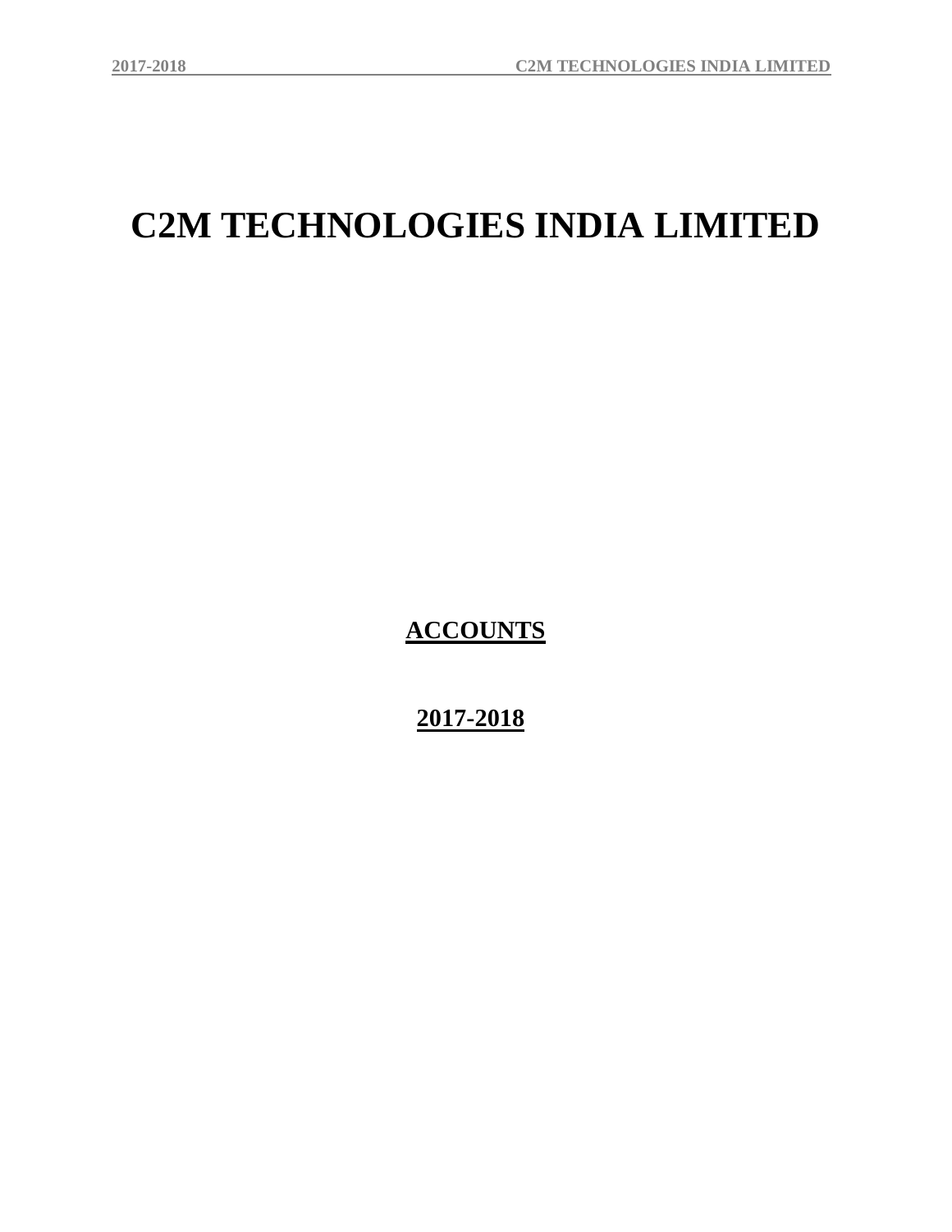# C2M TECHNOLOGIES INDIA LIMITED

**ACCOUNTS**

**2017-2018**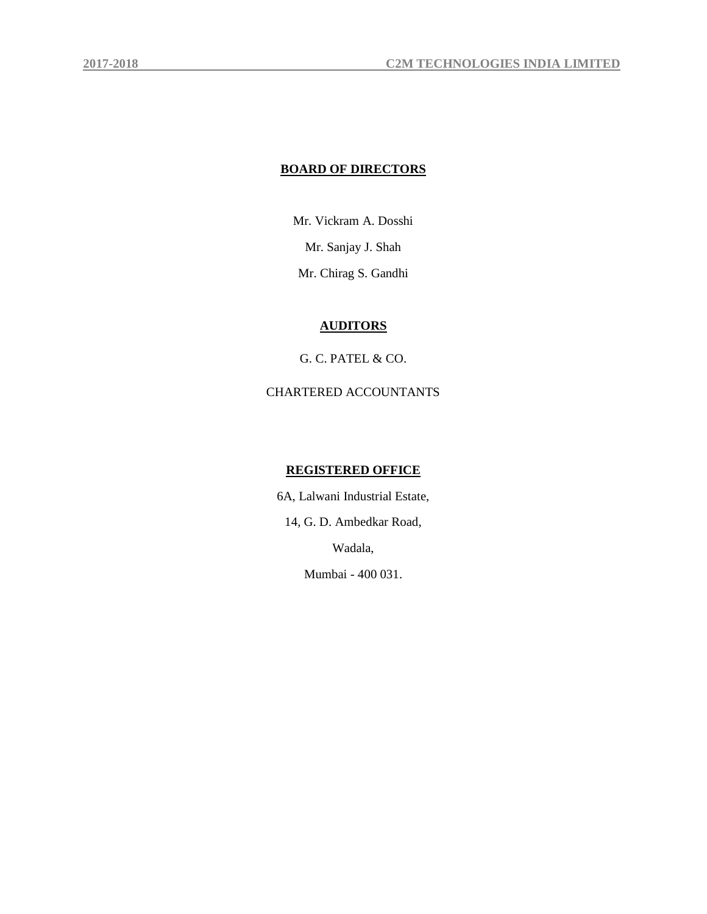**BOARD OF DIRECTORS**

Mr. Vickram A. Dosshi

Mr. Sanjay J. Shah

Mr. Chirag S. Gandhi

**AUDITORS**

G. C. PATEL & CO.

CHARTERED ACCOUNTANTS

**REGISTERED OFFICE**

6A, Lalwani Industrial Estate,

14, G. D. Ambedkar Road,

Wadala,

Mumbai - 400 031.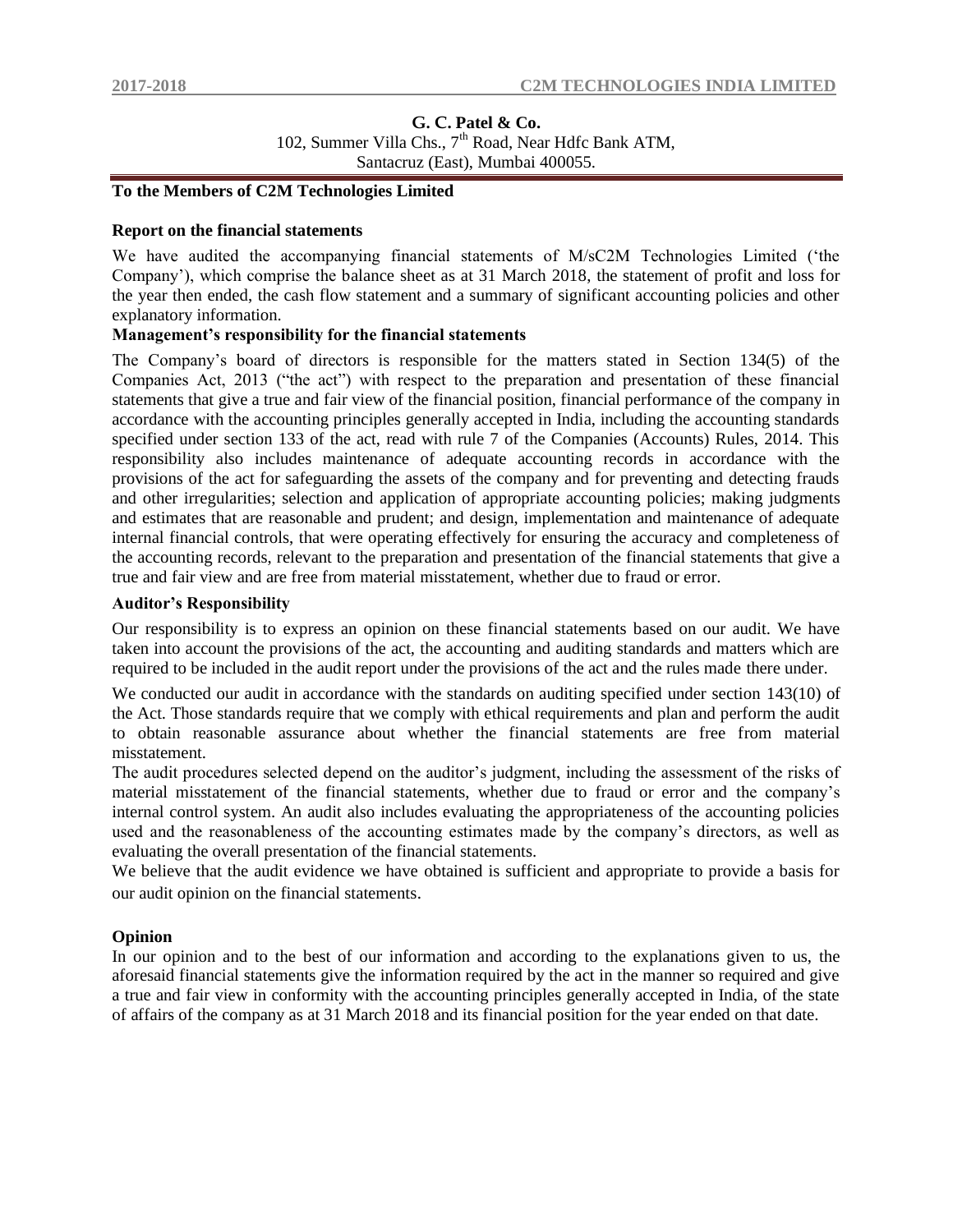**G. C. Patel & Co.**
102, Summer Villa Chs., 7$^{th}$ Road, Near Hdfc Bank ATM,
Santacruz (East), Mumbai 400055.

**To the Members of C2M Technologies Limited**

**Report on the financial statements**

We have audited the accompanying financial statements of M/sC2M Technologies Limited ('the Company'), which comprise the balance sheet as at 31 March 2018, the statement of profit and loss for the year then ended, the cash flow statement and a summary of significant accounting policies and other explanatory information.

**Management's responsibility for the financial statements**

The Company's board of directors is responsible for the matters stated in Section 134(5) of the Companies Act, 2013 ("the act") with respect to the preparation and presentation of these financial statements that give a true and fair view of the financial position, financial performance of the company in accordance with the accounting principles generally accepted in India, including the accounting standards specified under section 133 of the act, read with rule 7 of the Companies (Accounts) Rules, 2014. This responsibility also includes maintenance of adequate accounting records in accordance with the provisions of the act for safeguarding the assets of the company and for preventing and detecting frauds and other irregularities; selection and application of appropriate accounting policies; making judgments and estimates that are reasonable and prudent; and design, implementation and maintenance of adequate internal financial controls, that were operating effectively for ensuring the accuracy and completeness of the accounting records, relevant to the preparation and presentation of the financial statements that give a true and fair view and are free from material misstatement, whether due to fraud or error.

**Auditor's Responsibility**

Our responsibility is to express an opinion on these financial statements based on our audit. We have taken into account the provisions of the act, the accounting and auditing standards and matters which are required to be included in the audit report under the provisions of the act and the rules made there under.

We conducted our audit in accordance with the standards on auditing specified under section 143(10) of the Act. Those standards require that we comply with ethical requirements and plan and perform the audit to obtain reasonable assurance about whether the financial statements are free from material misstatement.

The audit procedures selected depend on the auditor's judgment, including the assessment of the risks of material misstatement of the financial statements, whether due to fraud or error and the company's internal control system. An audit also includes evaluating the appropriateness of the accounting policies used and the reasonableness of the accounting estimates made by the company's directors, as well as evaluating the overall presentation of the financial statements.

We believe that the audit evidence we have obtained is sufficient and appropriate to provide a basis for our audit opinion on the financial statements.

**Opinion**

In our opinion and to the best of our information and according to the explanations given to us, the aforesaid financial statements give the information required by the act in the manner so required and give a true and fair view in conformity with the accounting principles generally accepted in India, of the state of affairs of the company as at 31 March 2018 and its financial position for the year ended on that date.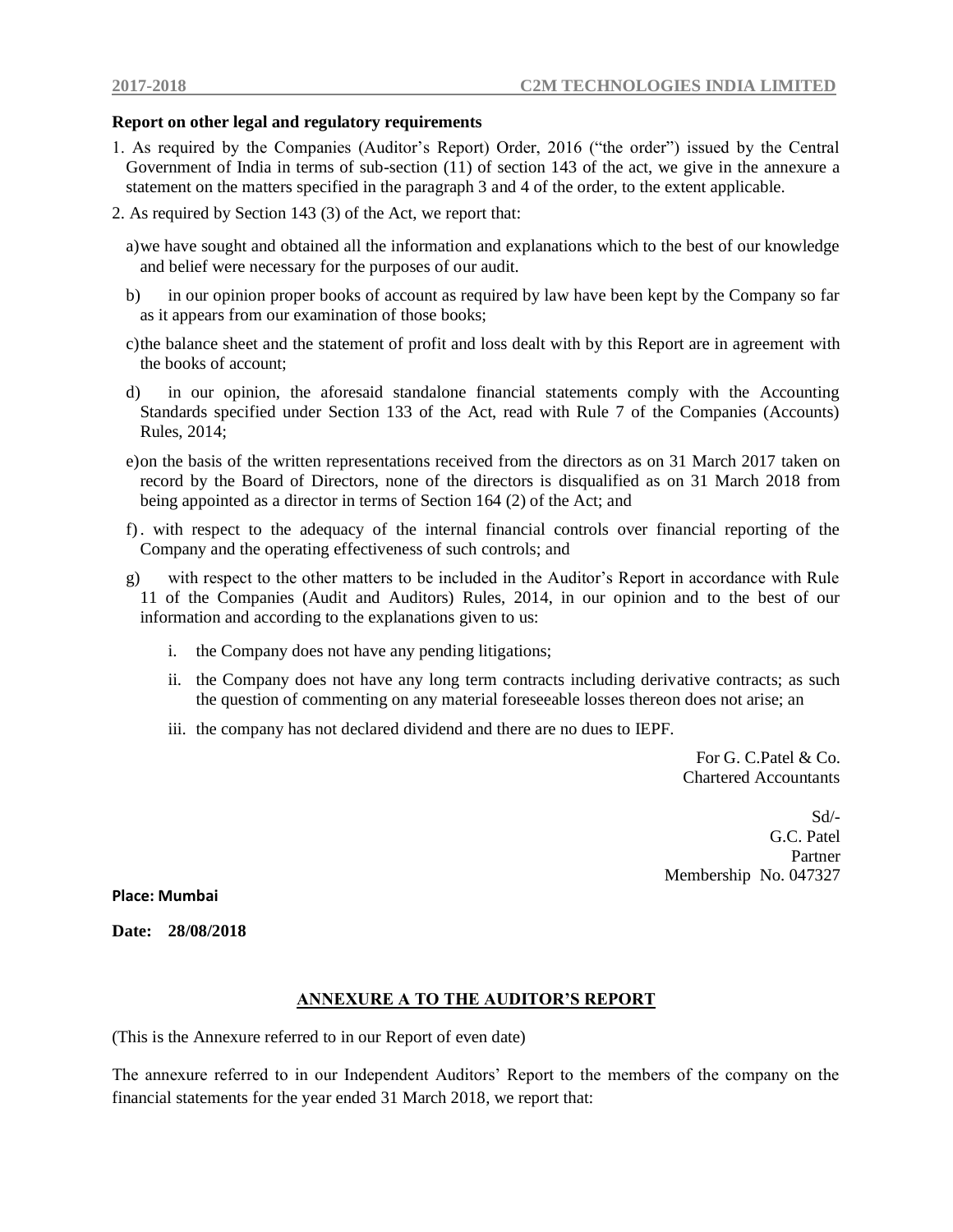**Report on other legal and regulatory requirements**

1. As required by the Companies (Auditor's Report) Order, 2016 ("the order") issued by the Central Government of India in terms of sub-section (11) of section 143 of the act, we give in the annexure a statement on the matters specified in the paragraph 3 and 4 of the order, to the extent applicable.

2. As required by Section 143 (3) of the Act, we report that:

   a) we have sought and obtained all the information and explanations which to the best of our knowledge and belief were necessary for the purposes of our audit.

   b) in our opinion proper books of account as required by law have been kept by the Company so far as it appears from our examination of those books;

   c) the balance sheet and the statement of profit and loss dealt with by this Report are in agreement with the books of account;

   d) in our opinion, the aforesaid standalone financial statements comply with the Accounting Standards specified under Section 133 of the Act, read with Rule 7 of the Companies (Accounts) Rules, 2014;

   e) on the basis of the written representations received from the directors as on 31 March 2017 taken on record by the Board of Directors, none of the directors is disqualified as on 31 March 2018 from being appointed as a director in terms of Section 164 (2) of the Act; and

   f) . with respect to the adequacy of the internal financial controls over financial reporting of the Company and the operating effectiveness of such controls; and

   g) with respect to the other matters to be included in the Auditor's Report in accordance with Rule 11 of the Companies (Audit and Auditors) Rules, 2014, in our opinion and to the best of our information and according to the explanations given to us:

      i. the Company does not have any pending litigations;

      ii. the Company does not have any long term contracts including derivative contracts; as such the question of commenting on any material foreseeable losses thereon does not arise; an

      iii. the company has not declared dividend and there are no dues to IEPF.

For G. C.Patel & Co.
Chartered Accountants

Sd/-
G.C. Patel
Partner
Membership No. 047327

**Place: Mumbai**

**Date: 28/08/2018**

## ANNEXURE A TO THE AUDITOR'S REPORT

(This is the Annexure referred to in our Report of even date)

The annexure referred to in our Independent Auditors' Report to the members of the company on the financial statements for the year ended 31 March 2018, we report that: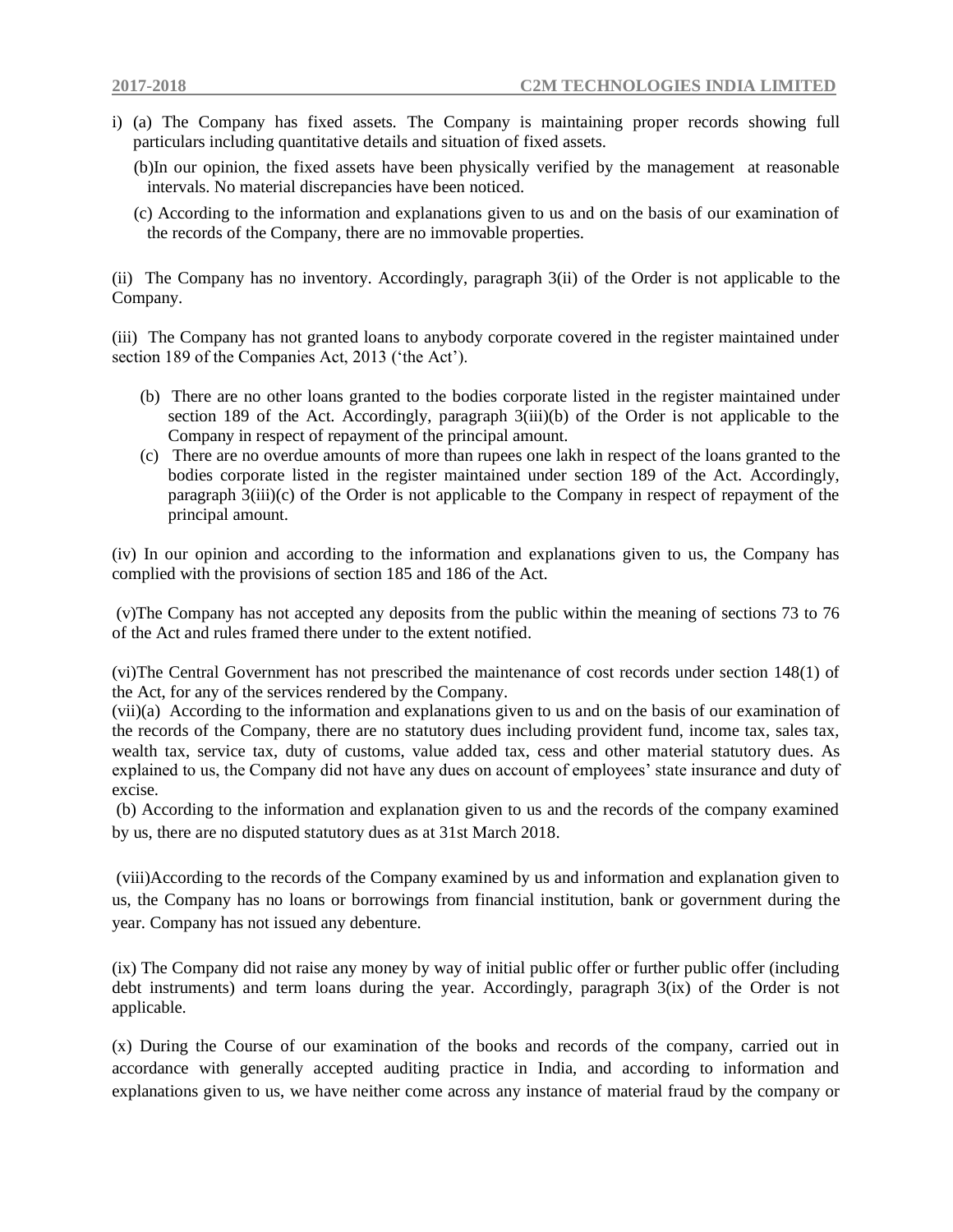i) (a) The Company has fixed assets. The Company is maintaining proper records showing full particulars including quantitative details and situation of fixed assets.

(b)In our opinion, the fixed assets have been physically verified by the management at reasonable intervals. No material discrepancies have been noticed.

(c) According to the information and explanations given to us and on the basis of our examination of the records of the Company, there are no immovable properties.

(ii) The Company has no inventory. Accordingly, paragraph 3(ii) of the Order is not applicable to the Company.

(iii) The Company has not granted loans to anybody corporate covered in the register maintained under section 189 of the Companies Act, 2013 ('the Act').

(b) There are no other loans granted to the bodies corporate listed in the register maintained under section 189 of the Act. Accordingly, paragraph 3(iii)(b) of the Order is not applicable to the Company in respect of repayment of the principal amount.

(c) There are no overdue amounts of more than rupees one lakh in respect of the loans granted to the bodies corporate listed in the register maintained under section 189 of the Act. Accordingly, paragraph 3(iii)(c) of the Order is not applicable to the Company in respect of repayment of the principal amount.

(iv) In our opinion and according to the information and explanations given to us, the Company has complied with the provisions of section 185 and 186 of the Act.

(v)The Company has not accepted any deposits from the public within the meaning of sections 73 to 76 of the Act and rules framed there under to the extent notified.

(vi)The Central Government has not prescribed the maintenance of cost records under section 148(1) of the Act, for any of the services rendered by the Company.

(vii)(a) According to the information and explanations given to us and on the basis of our examination of the records of the Company, there are no statutory dues including provident fund, income tax, sales tax, wealth tax, service tax, duty of customs, value added tax, cess and other material statutory dues. As explained to us, the Company did not have any dues on account of employees' state insurance and duty of excise.

(b) According to the information and explanation given to us and the records of the company examined by us, there are no disputed statutory dues as at 31st March 2018.

(viii)According to the records of the Company examined by us and information and explanation given to us, the Company has no loans or borrowings from financial institution, bank or government during the year. Company has not issued any debenture.

(ix) The Company did not raise any money by way of initial public offer or further public offer (including debt instruments) and term loans during the year. Accordingly, paragraph 3(ix) of the Order is not applicable.

(x) During the Course of our examination of the books and records of the company, carried out in accordance with generally accepted auditing practice in India, and according to information and explanations given to us, we have neither come across any instance of material fraud by the company or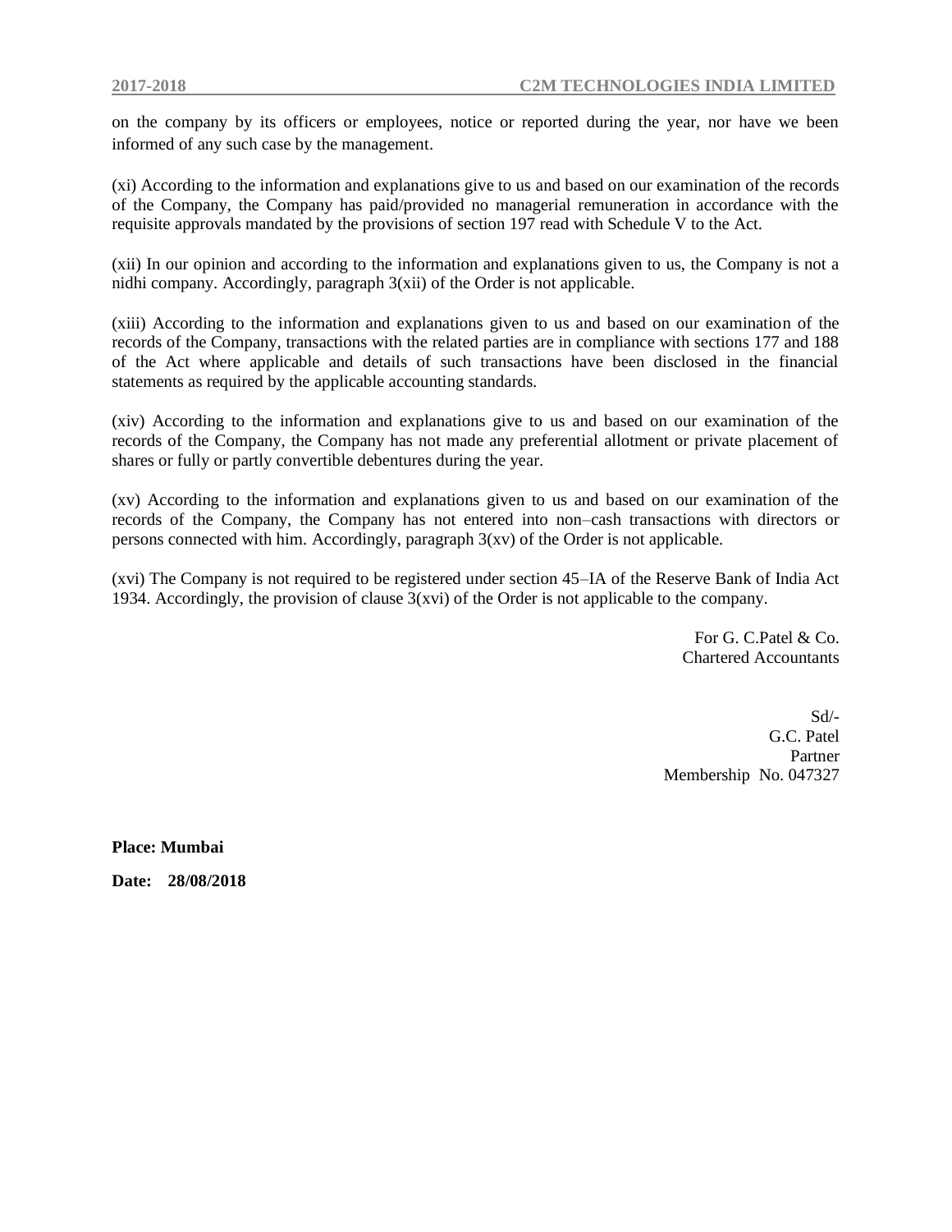on the company by its officers or employees, notice or reported during the year, nor have we been informed of any such case by the management.

(xi) According to the information and explanations give to us and based on our examination of the records of the Company, the Company has paid/provided no managerial remuneration in accordance with the requisite approvals mandated by the provisions of section 197 read with Schedule V to the Act.

(xii) In our opinion and according to the information and explanations given to us, the Company is not a nidhi company. Accordingly, paragraph 3(xii) of the Order is not applicable.

(xiii) According to the information and explanations given to us and based on our examination of the records of the Company, transactions with the related parties are in compliance with sections 177 and 188 of the Act where applicable and details of such transactions have been disclosed in the financial statements as required by the applicable accounting standards.

(xiv) According to the information and explanations give to us and based on our examination of the records of the Company, the Company has not made any preferential allotment or private placement of shares or fully or partly convertible debentures during the year.

(xv) According to the information and explanations given to us and based on our examination of the records of the Company, the Company has not entered into non–cash transactions with directors or persons connected with him. Accordingly, paragraph 3(xv) of the Order is not applicable.

(xvi) The Company is not required to be registered under section 45–IA of the Reserve Bank of India Act 1934. Accordingly, the provision of clause 3(xvi) of the Order is not applicable to the company.

For G. C.Patel & Co.
Chartered Accountants

Sd/-
G.C. Patel
Partner
Membership No. 047327

**Place: Mumbai**

**Date: 28/08/2018**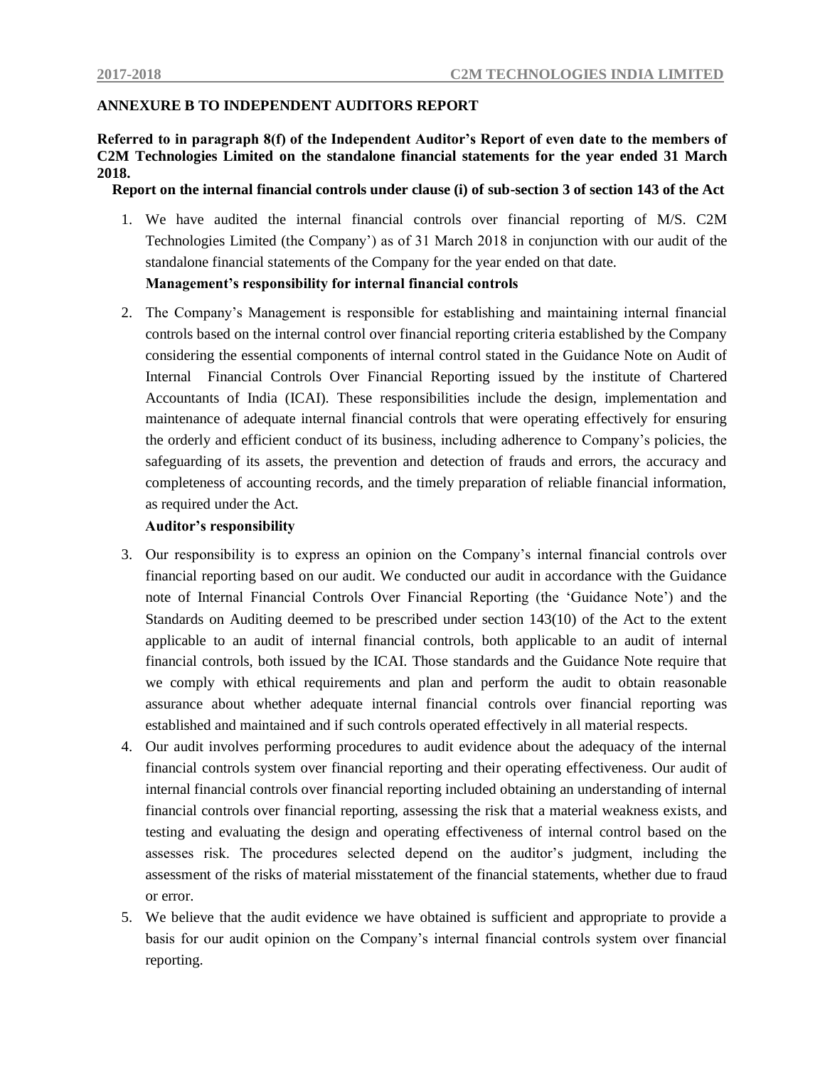## ANNEXURE B TO INDEPENDENT AUDITORS REPORT

**Referred to in paragraph 8(f) of the Independent Auditor's Report of even date to the members of C2M Technologies Limited on the standalone financial statements for the year ended 31 March 2018.**

**Report on the internal financial controls under clause (i) of sub-section 3 of section 143 of the Act**

1. We have audited the internal financial controls over financial reporting of M/S. C2M Technologies Limited (the Company') as of 31 March 2018 in conjunction with our audit of the standalone financial statements of the Company for the year ended on that date.

   **Management's responsibility for internal financial controls**

2. The Company's Management is responsible for establishing and maintaining internal financial controls based on the internal control over financial reporting criteria established by the Company considering the essential components of internal control stated in the Guidance Note on Audit of Internal Financial Controls Over Financial Reporting issued by the institute of Chartered Accountants of India (ICAI). These responsibilities include the design, implementation and maintenance of adequate internal financial controls that were operating effectively for ensuring the orderly and efficient conduct of its business, including adherence to Company's policies, the safeguarding of its assets, the prevention and detection of frauds and errors, the accuracy and completeness of accounting records, and the timely preparation of reliable financial information, as required under the Act.

   **Auditor's responsibility**

3. Our responsibility is to express an opinion on the Company's internal financial controls over financial reporting based on our audit. We conducted our audit in accordance with the Guidance note of Internal Financial Controls Over Financial Reporting (the 'Guidance Note') and the Standards on Auditing deemed to be prescribed under section 143(10) of the Act to the extent applicable to an audit of internal financial controls, both applicable to an audit of internal financial controls, both issued by the ICAI. Those standards and the Guidance Note require that we comply with ethical requirements and plan and perform the audit to obtain reasonable assurance about whether adequate internal financial controls over financial reporting was established and maintained and if such controls operated effectively in all material respects.
4. Our audit involves performing procedures to audit evidence about the adequacy of the internal financial controls system over financial reporting and their operating effectiveness. Our audit of internal financial controls over financial reporting included obtaining an understanding of internal financial controls over financial reporting, assessing the risk that a material weakness exists, and testing and evaluating the design and operating effectiveness of internal control based on the assesses risk. The procedures selected depend on the auditor's judgment, including the assessment of the risks of material misstatement of the financial statements, whether due to fraud or error.
5. We believe that the audit evidence we have obtained is sufficient and appropriate to provide a basis for our audit opinion on the Company's internal financial controls system over financial reporting.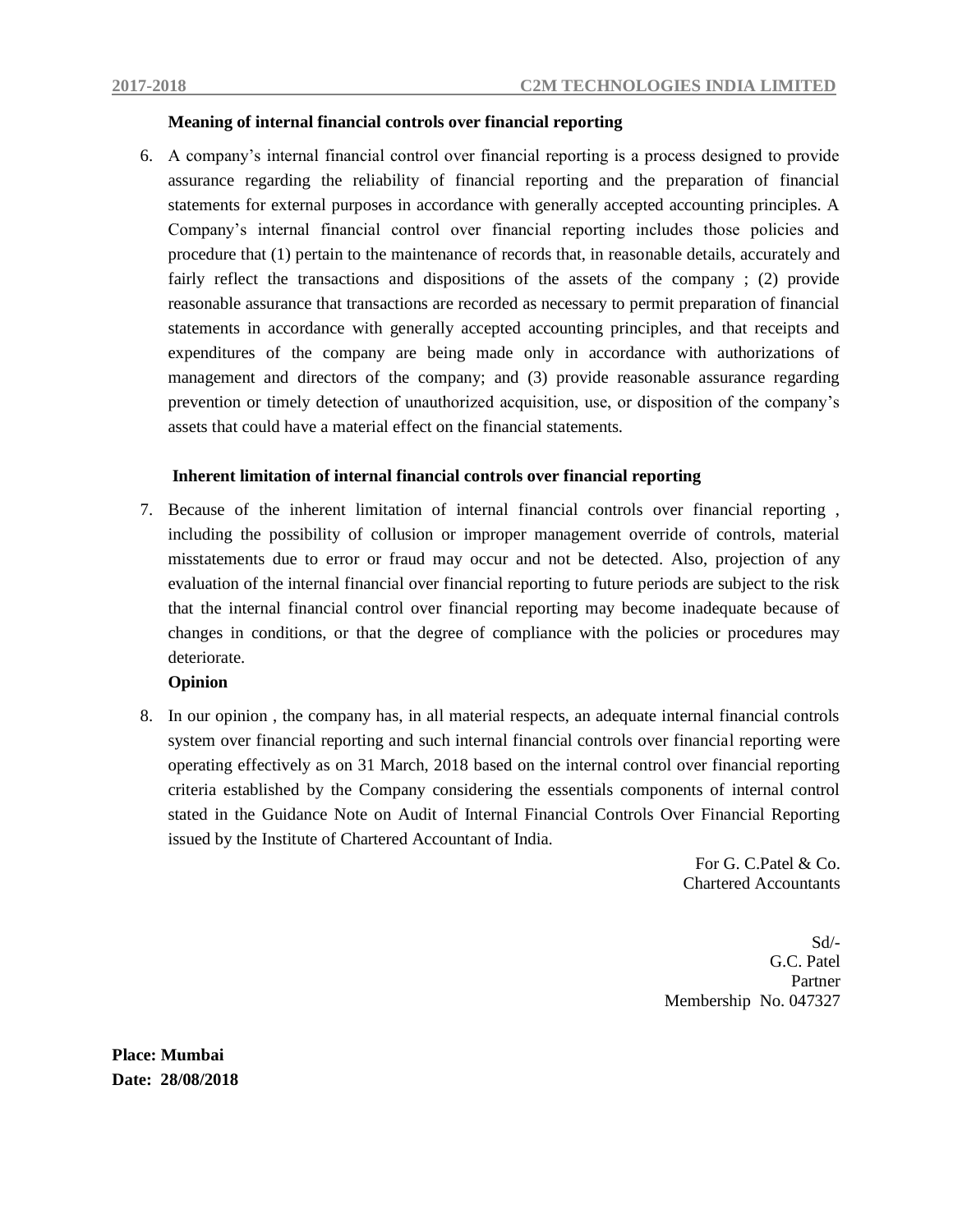**Meaning of internal financial controls over financial reporting**

6. A company's internal financial control over financial reporting is a process designed to provide assurance regarding the reliability of financial reporting and the preparation of financial statements for external purposes in accordance with generally accepted accounting principles. A Company's internal financial control over financial reporting includes those policies and procedure that (1) pertain to the maintenance of records that, in reasonable details, accurately and fairly reflect the transactions and dispositions of the assets of the company ; (2) provide reasonable assurance that transactions are recorded as necessary to permit preparation of financial statements in accordance with generally accepted accounting principles, and that receipts and expenditures of the company are being made only in accordance with authorizations of management and directors of the company; and (3) provide reasonable assurance regarding prevention or timely detection of unauthorized acquisition, use, or disposition of the company's assets that could have a material effect on the financial statements.

**Inherent limitation of internal financial controls over financial reporting**

7. Because of the inherent limitation of internal financial controls over financial reporting , including the possibility of collusion or improper management override of controls, material misstatements due to error or fraud may occur and not be detected. Also, projection of any evaluation of the internal financial over financial reporting to future periods are subject to the risk that the internal financial control over financial reporting may become inadequate because of changes in conditions, or that the degree of compliance with the policies or procedures may deteriorate.

**Opinion**

8. In our opinion , the company has, in all material respects, an adequate internal financial controls system over financial reporting and such internal financial controls over financial reporting were operating effectively as on 31 March, 2018 based on the internal control over financial reporting criteria established by the Company considering the essentials components of internal control stated in the Guidance Note on Audit of Internal Financial Controls Over Financial Reporting issued by the Institute of Chartered Accountant of India.

For G. C.Patel & Co.
Chartered Accountants

Sd/-
G.C. Patel
Partner
Membership No. 047327

**Place: Mumbai**
**Date: 28/08/2018**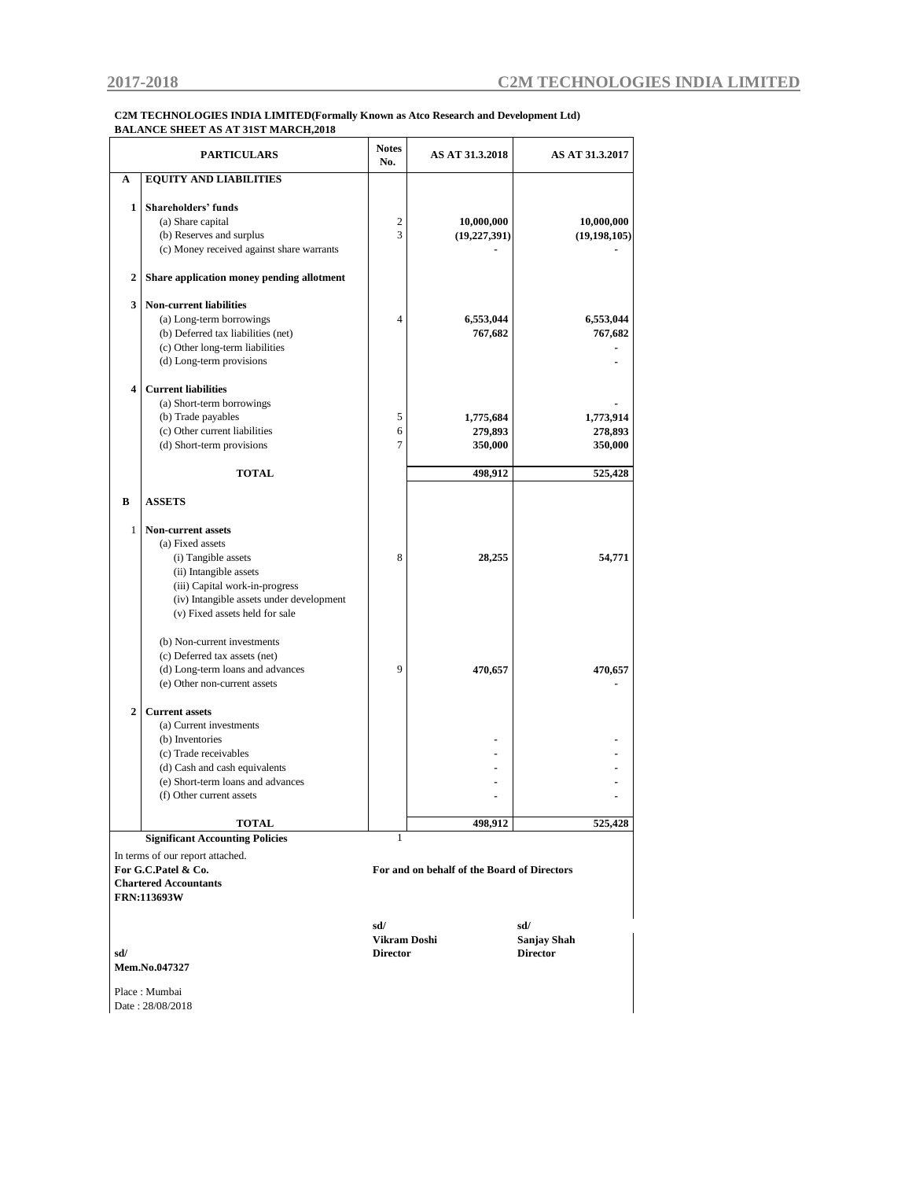**C2M TECHNOLOGIES INDIA LIMITED(Formally Known as Atco Research and Development Ltd)**
**BALANCE SHEET AS AT 31ST MARCH,2018**

| | PARTICULARS | Notes No. | AS AT 31.3.2018 | AS AT 31.3.2017 |
|---|---|---|---|---|
| **A** | **EQUITY AND LIABILITIES** | | | |
| **1** | **Shareholders' funds** | | | |
| | (a) Share capital | 2 | **10,000,000** | **10,000,000** |
| | (b) Reserves and surplus | 3 | **(19,227,391)** | **(19,198,105)** |
| | (c) Money received against share warrants | | **-** | **-** |
| **2** | **Share application money pending allotment** | | | |
| **3** | **Non-current liabilities** | | | |
| | (a) Long-term borrowings | 4 | **6,553,044** | **6,553,044** |
| | (b) Deferred tax liabilities (net) | | **767,682** | **767,682** |
| | (c) Other long-term liabilities | | | **-** |
| | (d) Long-term provisions | | | **-** |
| **4** | **Current liabilities** | | | |
| | (a) Short-term borrowings | | | **-** |
| | (b) Trade payables | 5 | **1,775,684** | **1,773,914** |
| | (c) Other current liabilities | 6 | **279,893** | **278,893** |
| | (d) Short-term provisions | 7 | **350,000** | **350,000** |
| | **TOTAL** | | **498,912** | **525,428** |
| **B** | **ASSETS** | | | |
| 1 | **Non-current assets** | | | |
| | (a) Fixed assets | | | |
| | (i) Tangible assets | 8 | **28,255** | **54,771** |
| | (ii) Intangible assets | | | |
| | (iii) Capital work-in-progress | | | |
| | (iv) Intangible assets under development | | | |
| | (v) Fixed assets held for sale | | | |
| | (b) Non-current investments | | | |
| | (c) Deferred tax assets (net) | | | |
| | (d) Long-term loans and advances | 9 | **470,657** | **470,657** |
| | (e) Other non-current assets | | | **-** |
| **2** | **Current assets** | | | |
| | (a) Current investments | | | |
| | (b) Inventories | | - | - |
| | (c) Trade receivables | | - | - |
| | (d) Cash and cash equivalents | | - | - |
| | (e) Short-term loans and advances | | - | - |
| | (f) Other current assets | | **-** | **-** |
| | **TOTAL** | | **498,912** | **525,428** |
| | **Significant Accounting Policies** | 1 | | |

In terms of our report attached.

**For G.C.Patel & Co.**
**Chartered Accountants**
**FRN:113693W**

**For and on behalf of the Board of Directors**

**sd/**
**Vikram Doshi**
**Director**

**sd/**
**Sanjay Shah**
**Director**

**sd/**
**Mem.No.047327**

Place : Mumbai
Date : 28/08/2018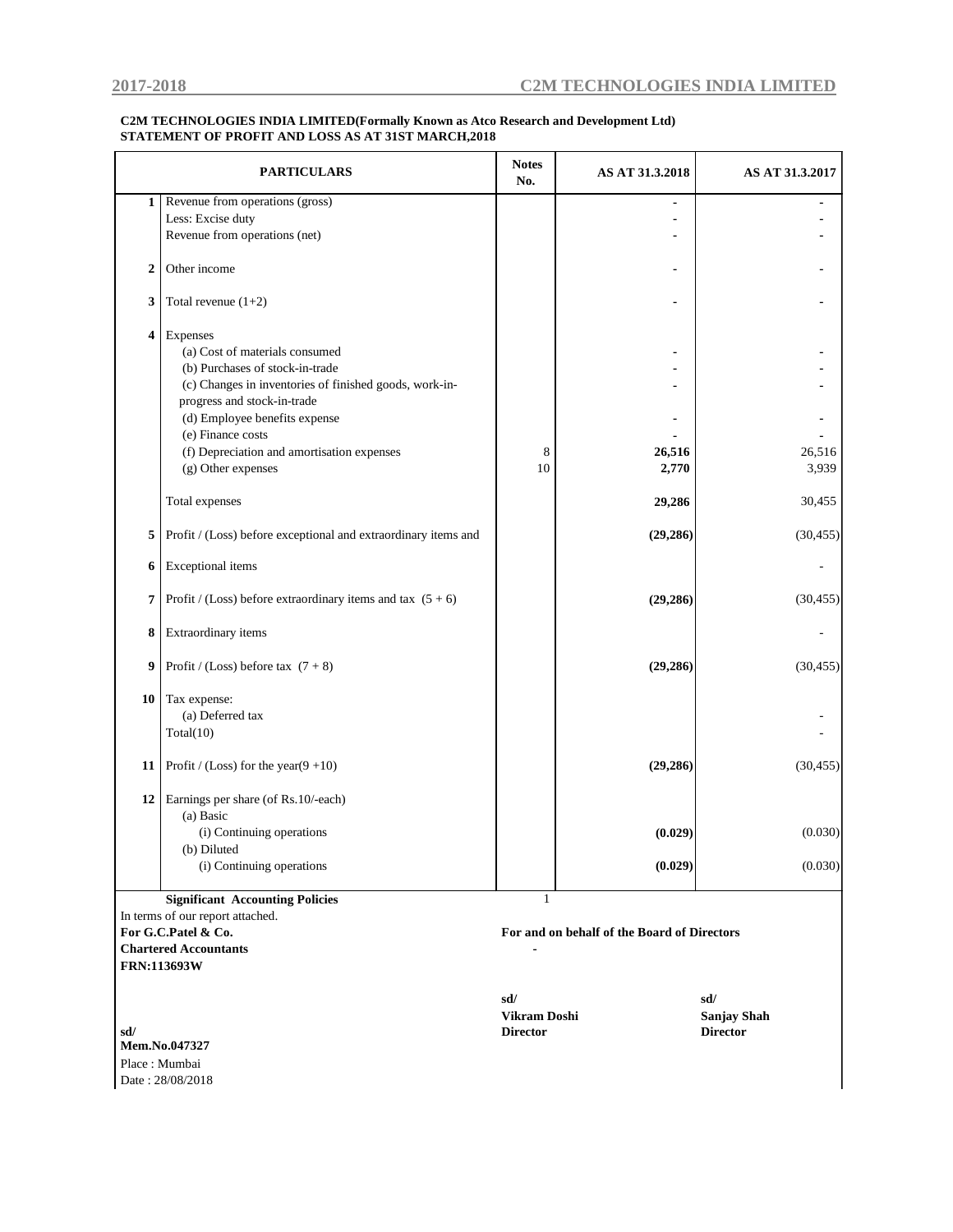**C2M TECHNOLOGIES INDIA LIMITED(Formally Known as Atco Research and Development Ltd)**
**STATEMENT OF PROFIT AND LOSS AS AT 31ST MARCH,2018**

| | PARTICULARS | Notes No. | AS AT 31.3.2018 | AS AT 31.3.2017 |
|---|---|---|---|---|
| 1 | Revenue from operations (gross) | | - | - |
| | Less: Excise duty | | - | - |
| | Revenue from operations (net) | | - | - |
| 2 | Other income | | - | - |
| 3 | Total revenue (1+2) | | - | - |
| 4 | Expenses | | | |
| | (a) Cost of materials consumed | | - | - |
| | (b) Purchases of stock-in-trade | | - | - |
| | (c) Changes in inventories of finished goods, work-in-progress and stock-in-trade | | - | - |
| | (d) Employee benefits expense | | - | - |
| | (e) Finance costs | | - | - |
| | (f) Depreciation and amortisation expenses | 8 | **26,516** | 26,516 |
| | (g) Other expenses | 10 | **2,770** | 3,939 |
| | Total expenses | | **29,286** | 30,455 |
| 5 | Profit / (Loss) before exceptional and extraordinary items and | | **(29,286)** | (30,455) |
| 6 | Exceptional items | | | - |
| 7 | Profit / (Loss) before extraordinary items and tax (5 + 6) | | **(29,286)** | (30,455) |
| 8 | Extraordinary items | | | - |
| 9 | Profit / (Loss) before tax (7 + 8) | | **(29,286)** | (30,455) |
| 10 | Tax expense: | | | |
| | (a) Deferred tax | | | - |
| | Total(10) | | | - |
| 11 | Profit / (Loss) for the year(9 +10) | | **(29,286)** | (30,455) |
| 12 | Earnings per share (of Rs.10/-each) | | | |
| | (a) Basic | | | |
| | (i) Continuing operations | | **(0.029)** | (0.030) |
| | (b) Diluted | | | |
| | (i) Continuing operations | | **(0.029)** | (0.030) |
| | **Significant Accounting Policies** | 1 | | |

In terms of our report attached.

**For G.C.Patel & Co.**
**Chartered Accountants**
**FRN:113693W**

**For and on behalf of the Board of Directors**

-

sd/
**Vikram Doshi**
**Director**

sd/
**Sanjay Shah**
**Director**

**sd/**
**Mem.No.047327**
Place : Mumbai
Date : 28/08/2018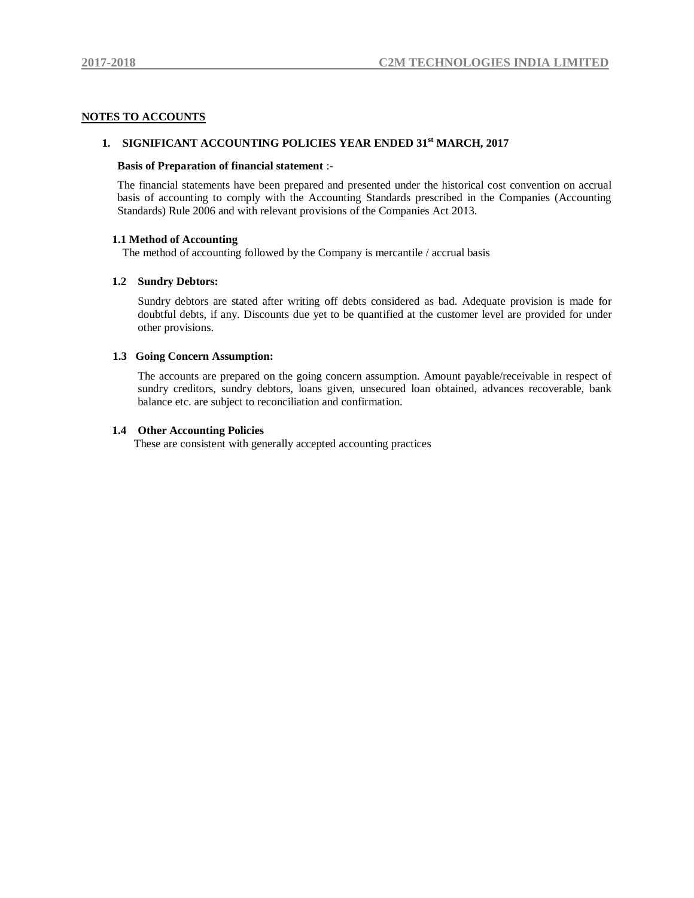## NOTES TO ACCOUNTS

### 1. SIGNIFICANT ACCOUNTING POLICIES YEAR ENDED 31st MARCH, 2017

**Basis of Preparation of financial statement** :-

The financial statements have been prepared and presented under the historical cost convention on accrual basis of accounting to comply with the Accounting Standards prescribed in the Companies (Accounting Standards) Rule 2006 and with relevant provisions of the Companies Act 2013.

**1.1 Method of Accounting**

The method of accounting followed by the Company is mercantile / accrual basis

**1.2 Sundry Debtors:**

Sundry debtors are stated after writing off debts considered as bad. Adequate provision is made for doubtful debts, if any. Discounts due yet to be quantified at the customer level are provided for under other provisions.

**1.3 Going Concern Assumption:**

The accounts are prepared on the going concern assumption. Amount payable/receivable in respect of sundry creditors, sundry debtors, loans given, unsecured loan obtained, advances recoverable, bank balance etc. are subject to reconciliation and confirmation.

**1.4 Other Accounting Policies**

These are consistent with generally accepted accounting practices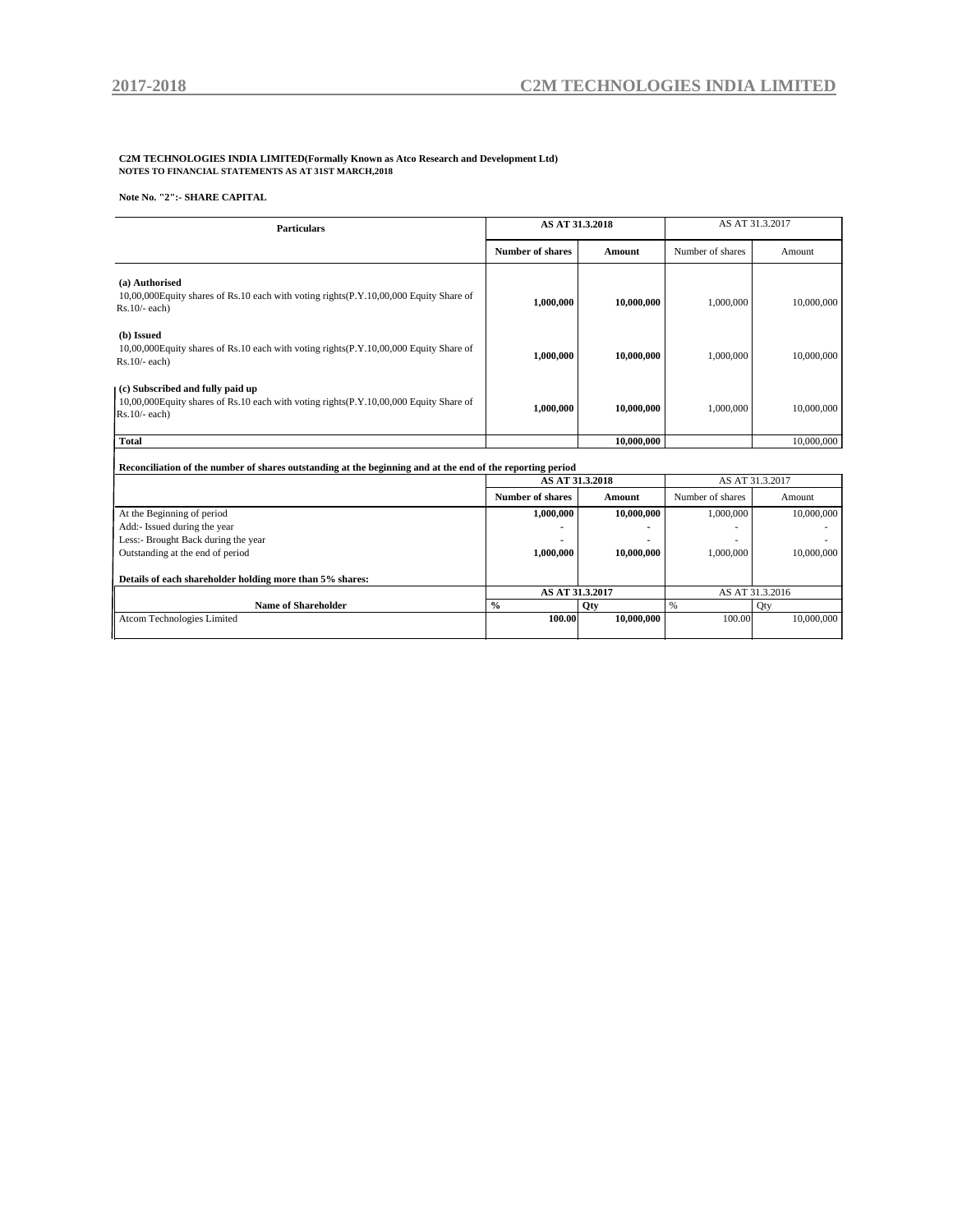**C2M TECHNOLOGIES INDIA LIMITED(Formally Known as Atco Research and Development Ltd)**
**NOTES TO FINANCIAL STATEMENTS AS AT 31ST MARCH,2018**

**Note No. "2":- SHARE CAPITAL**

| Particulars | AS AT 31.3.2018 | | AS AT 31.3.2017 | |
|---|---|---|---|---|
| | Number of shares | Amount | Number of shares | Amount |
| **(a) Authorised**<br>10,00,000Equity shares of Rs.10 each with voting rights(P.Y.10,00,000 Equity Share of Rs.10/- each) | **1,000,000** | **10,000,000** | 1,000,000 | 10,000,000 |
| **(b) Issued**<br>10,00,000Equity shares of Rs.10 each with voting rights(P.Y.10,00,000 Equity Share of Rs.10/- each) | **1,000,000** | **10,000,000** | 1,000,000 | 10,000,000 |
| **(c) Subscribed and fully paid up**<br>10,00,000Equity shares of Rs.10 each with voting rights(P.Y.10,00,000 Equity Share of Rs.10/- each) | **1,000,000** | **10,000,000** | 1,000,000 | 10,000,000 |
| **Total** | | **10,000,000** | | 10,000,000 |

**Reconciliation of the number of shares outstanding at the beginning and at the end of the reporting period**

| | AS AT 31.3.2018 | | AS AT 31.3.2017 | |
|---|---|---|---|---|
| | Number of shares | Amount | Number of shares | Amount |
| At the Beginning of period | **1,000,000** | **10,000,000** | 1,000,000 | 10,000,000 |
| Add:- Issued during the year | - | - | - | - |
| Less:- Brought Back during the year | - | - | - | - |
| Outstanding at the end of period | **1,000,000** | **10,000,000** | 1,000,000 | 10,000,000 |

**Details of each shareholder holding more than 5% shares:**

| Name of Shareholder | AS AT 31.3.2017 | | AS AT 31.3.2016 | |
|---|---|---|---|---|
| | % | Qty | % | Qty |
| Atcom Technologies Limited | **100.00** | **10,000,000** | 100.00 | 10,000,000 |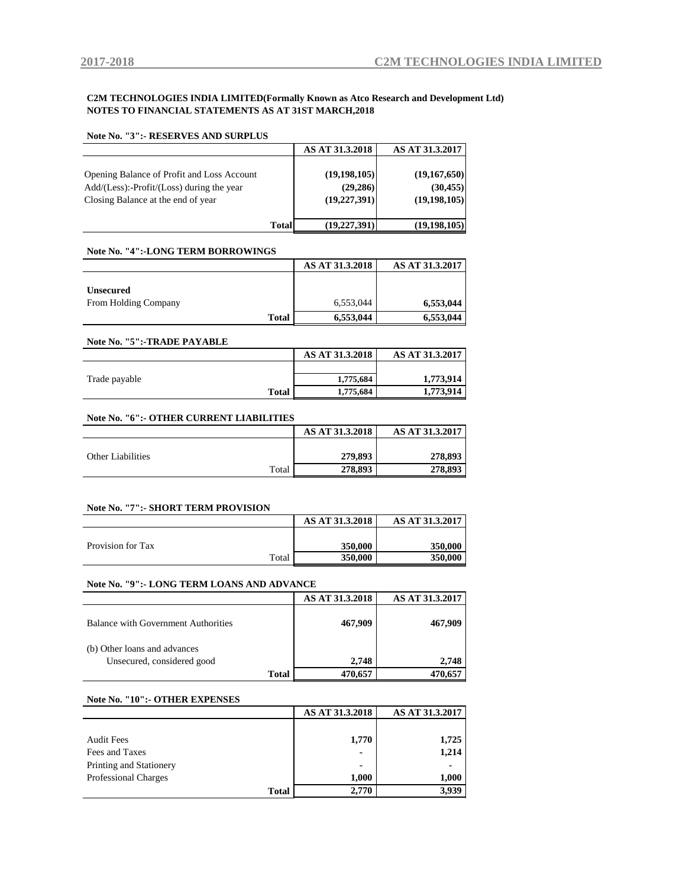**C2M TECHNOLOGIES INDIA LIMITED(Formally Known as Atco Research and Development Ltd)**
**NOTES TO FINANCIAL STATEMENTS AS AT 31ST MARCH,2018**

**Note No. "3":- RESERVES AND SURPLUS**

| | AS AT 31.3.2018 | AS AT 31.3.2017 |
|---|---|---|
| Opening Balance of Profit and Loss Account | (19,198,105) | (19,167,650) |
| Add/(Less):-Profit/(Loss) during the year | (29,286) | (30,455) |
| Closing Balance at the end of year | (19,227,391) | (19,198,105) |
| **Total** | (19,227,391) | (19,198,105) |

**Note No. "4":-LONG TERM BORROWINGS**

| | AS AT 31.3.2018 | AS AT 31.3.2017 |
|---|---|---|
| **Unsecured** | | |
| From Holding Company | 6,553,044 | 6,553,044 |
| **Total** | 6,553,044 | 6,553,044 |

**Note No. "5":-TRADE PAYABLE**

| | AS AT 31.3.2018 | AS AT 31.3.2017 |
|---|---|---|
| Trade payable | 1,775,684 | 1,773,914 |
| **Total** | 1,775,684 | 1,773,914 |

**Note No. "6":- OTHER CURRENT LIABILITIES**

| | AS AT 31.3.2018 | AS AT 31.3.2017 |
|---|---|---|
| Other Liabilities | 279,893 | 278,893 |
| Total | 278,893 | 278,893 |

**Note No. "7":- SHORT TERM PROVISION**

| | AS AT 31.3.2018 | AS AT 31.3.2017 |
|---|---|---|
| Provision for Tax | 350,000 | 350,000 |
| Total | 350,000 | 350,000 |

**Note No. "9":- LONG TERM LOANS AND ADVANCE**

| | AS AT 31.3.2018 | AS AT 31.3.2017 |
|---|---|---|
| Balance with Government Authorities | 467,909 | 467,909 |
| (b) Other loans and advances | | |
| Unsecured, considered good | 2,748 | 2,748 |
| **Total** | 470,657 | 470,657 |

**Note No. "10":- OTHER EXPENSES**

| | AS AT 31.3.2018 | AS AT 31.3.2017 |
|---|---|---|
| Audit Fees | 1,770 | 1,725 |
| Fees and Taxes | - | 1,214 |
| Printing and Stationery | - | - |
| Professional Charges | 1,000 | 1,000 |
| **Total** | 2,770 | 3,939 |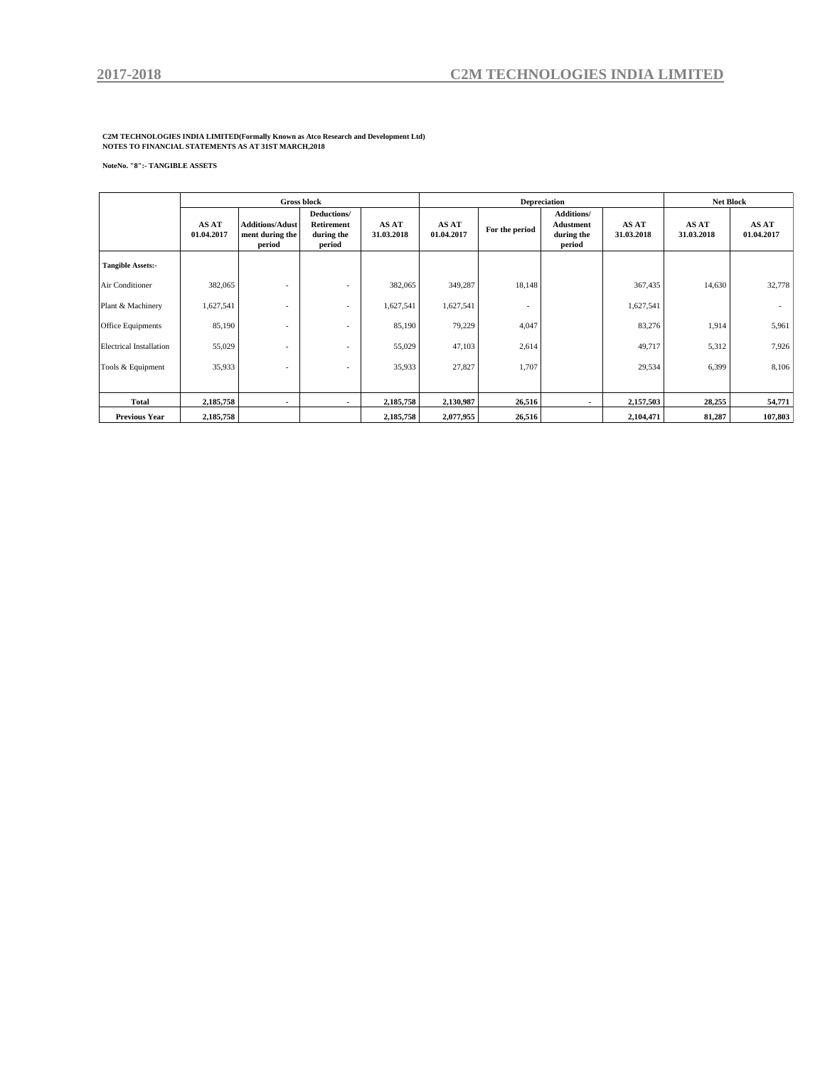**C2M TECHNOLOGIES INDIA LIMITED(Formally Known as Atco Research and Development Ltd)**
**NOTES TO FINANCIAL STATEMENTS AS AT 31ST MARCH,2018**

**NoteNo. "8":- TANGIBLE ASSETS**

| | Gross block | | | | Depreciation | | | | Net Block | |
|---|---|---|---|---|---|---|---|---|---|---|
| | AS AT 01.04.2017 | Additions/Adjustment during the period | Deductions/ Retirement during the period | AS AT 31.03.2018 | AS AT 01.04.2017 | For the period | Additions/ Adustment during the period | AS AT 31.03.2018 | AS AT 31.03.2018 | AS AT 01.04.2017 |
| **Tangible Assets:-** | | | | | | | | | | |
| Air Conditioner | 382,065 | - | - | 382,065 | 349,287 | 18,148 | | 367,435 | 14,630 | 32,778 |
| Plant & Machinery | 1,627,541 | - | - | 1,627,541 | 1,627,541 | - | | 1,627,541 | | - |
| Office Equipments | 85,190 | - | - | 85,190 | 79,229 | 4,047 | | 83,276 | 1,914 | 5,961 |
| Electrical Installation | 55,029 | - | - | 55,029 | 47,103 | 2,614 | | 49,717 | 5,312 | 7,926 |
| Tools & Equipment | 35,933 | - | - | 35,933 | 27,827 | 1,707 | | 29,534 | 6,399 | 8,106 |
| **Total** | **2,185,758** | **-** | **-** | **2,185,758** | **2,130,987** | **26,516** | **-** | **2,157,503** | **28,255** | **54,771** |
| **Previous Year** | **2,185,758** | | | **2,185,758** | **2,077,955** | **26,516** | | **2,104,471** | **81,287** | **107,803** |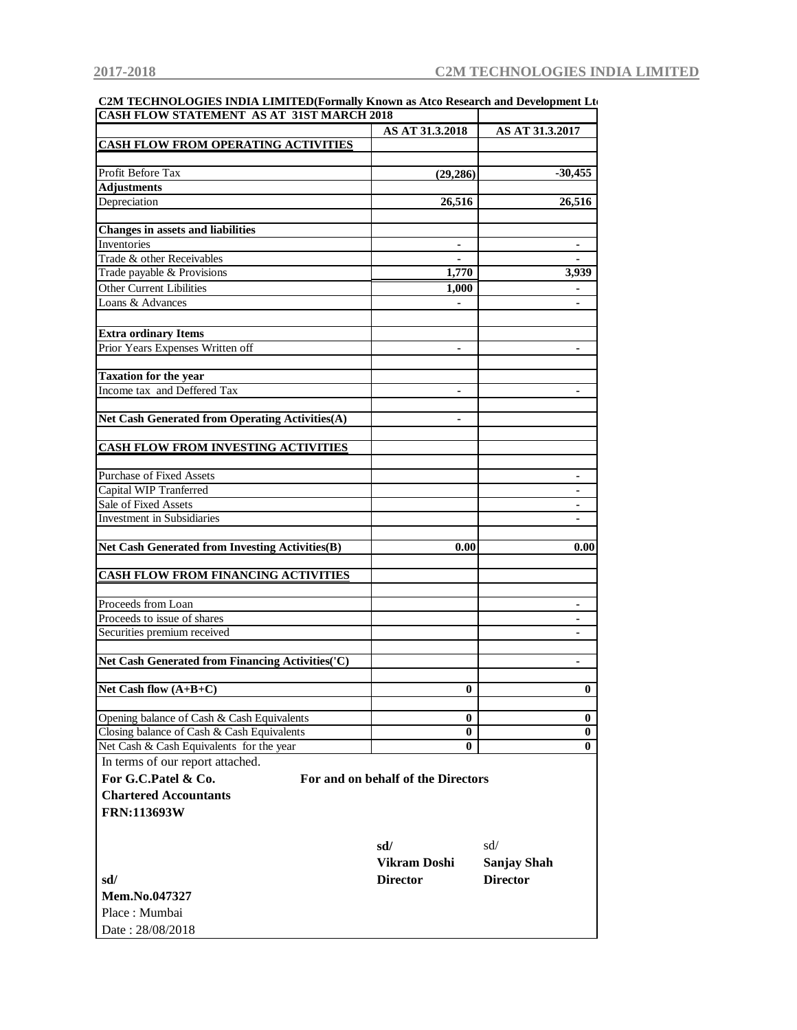**C2M TECHNOLOGIES INDIA LIMITED(Formally Known as Atco Research and Development Lt**

| CASH FLOW STATEMENT AS AT 31ST MARCH 2018 | AS AT 31.3.2018 | AS AT 31.3.2017 |
|---|---|---|
| **CASH FLOW FROM OPERATING ACTIVITIES** | | |
| Profit Before Tax | (29,286) | -30,455 |
| **Adjustments** | | |
| Depreciation | 26,516 | 26,516 |
| **Changes in assets and liabilities** | | |
| Inventories | - | - |
| Trade & other Receivables | - | - |
| Trade payable & Provisions | 1,770 | 3,939 |
| Other Current Libilities | 1,000 | - |
| Loans & Advances | - | - |
| **Extra ordinary Items** | | |
| Prior Years Expenses Written off | - | - |
| **Taxation for the year** | | |
| Income tax and Deffered Tax | - | - |
| **Net Cash Generated from Operating Activities(A)** | - | |
| **CASH FLOW FROM INVESTING ACTIVITIES** | | |
| Purchase of Fixed Assets | | - |
| Capital WIP Tranferred | | - |
| Sale of Fixed Assets | | - |
| Investment in Subsidiaries | | - |
| **Net Cash Generated from Investing Activities(B)** | 0.00 | 0.00 |
| **CASH FLOW FROM FINANCING ACTIVITIES** | | |
| Proceeds from Loan | | - |
| Proceeds to issue of shares | | - |
| Securities premium received | | - |
| **Net Cash Generated from Financing Activities('C)** | | - |
| **Net Cash flow (A+B+C)** | 0 | 0 |
| Opening balance of Cash & Cash Equivalents | 0 | 0 |
| Closing balance of Cash & Cash Equivalents | 0 | 0 |
| Net Cash & Cash Equivalents for the year | 0 | 0 |

In terms of our report attached.

**For G.C.Patel & Co.** **For and on behalf of the Directors**

**Chartered Accountants**

**FRN:113693W**

| | | |
|---|---|---|
| | **sd/** | sd/ |
| | **Vikram Doshi** | **Sanjay Shah** |
| **sd/** | **Director** | **Director** |

**Mem.No.047327**

Place : Mumbai

Date : 28/08/2018